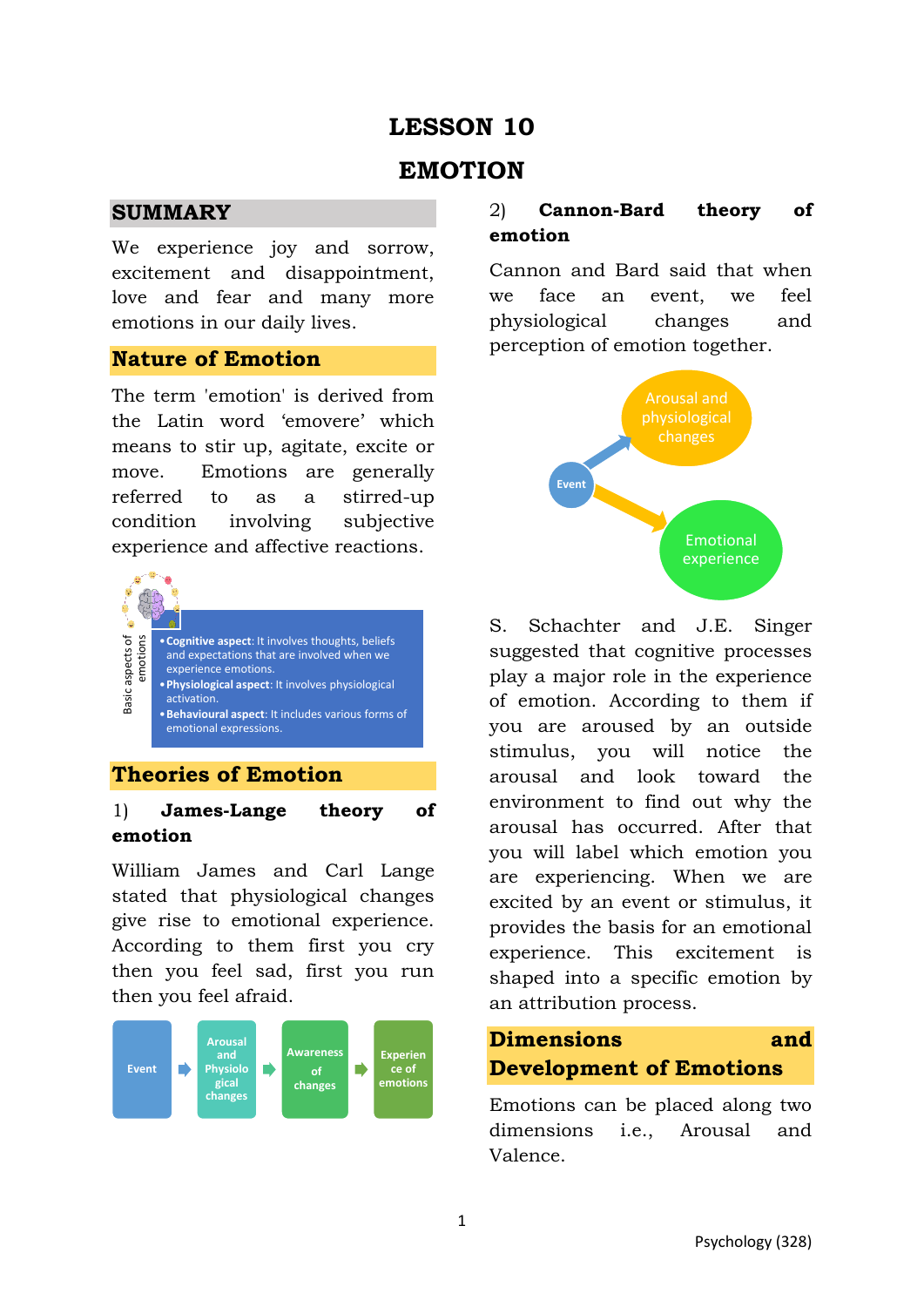# LESSON 10

# EMOTION

## SUMMARY

We experience joy and sorrow, excitement and disappointment, love and fear and many more emotions in our daily lives.

## Nature of Emotion

The term 'emotion' is derived from the Latin word 'emovere' which means to stir up, agitate, excite or move. Emotions are generally referred to as a stirred-up condition involving subjective experience and affective reactions.

Basic aspects of emotions

- **Cognitive aspect**: It involves thoughts, beliefs and expectations that are involved when we experience emotions.
- **Physiological aspect**: It involves physiological activation.
- **Behavioural aspect**: It includes various forms of emotional expressions.

## Theories of Emotion

### 1) James-Lange theory of emotion

William James and Carl Lange stated that physiological changes give rise to emotional experience. According to them first you cry then you feel sad, first you run then you feel afraid.

Event → Arousal and Physiological changes → Awareness of changes → Experience of emotions

### 2) Cannon-Bard theory of emotion

Cannon and Bard said that when we face an event, we feel physiological changes and perception of emotion together.

Event → Arousal and physiological changes
Event → Emotional experience

S. Schachter and J.E. Singer suggested that cognitive processes play a major role in the experience of emotion. According to them if you are aroused by an outside stimulus, you will notice the arousal and look toward the environment to find out why the arousal has occurred. After that you will label which emotion you are experiencing. When we are excited by an event or stimulus, it provides the basis for an emotional experience. This excitement is shaped into a specific emotion by an attribution process.

## Dimensions and Development of Emotions

Emotions can be placed along two dimensions i.e., Arousal and Valence.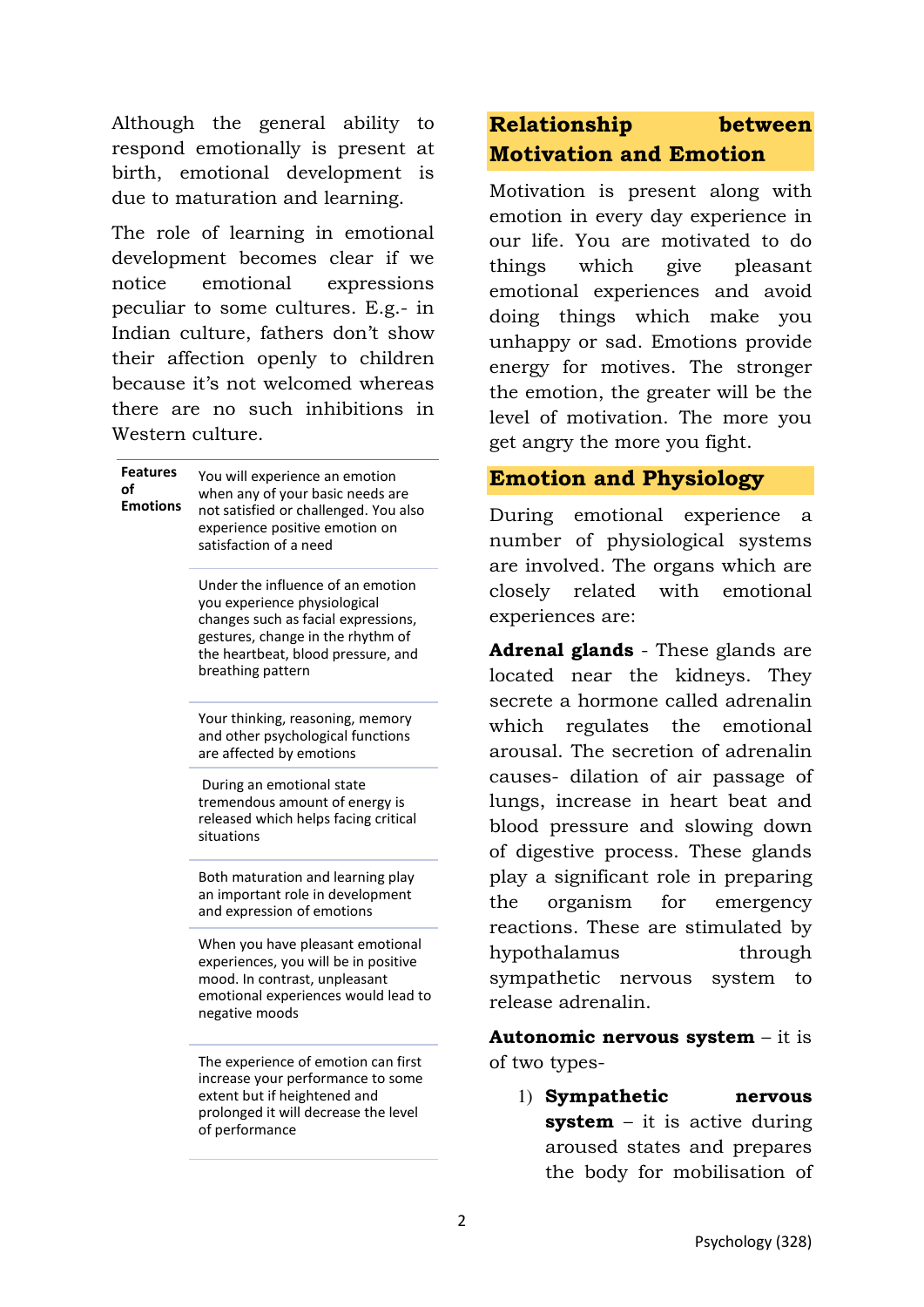Although the general ability to respond emotionally is present at birth, emotional development is due to maturation and learning.

The role of learning in emotional development becomes clear if we notice emotional expressions peculiar to some cultures. E.g.- in Indian culture, fathers don't show their affection openly to children because it's not welcomed whereas there are no such inhibitions in Western culture.

| Features of Emotions | |
|---|---|
| | You will experience an emotion when any of your basic needs are not satisfied or challenged. You also experience positive emotion on satisfaction of a need |
| | Under the influence of an emotion you experience physiological changes such as facial expressions, gestures, change in the rhythm of the heartbeat, blood pressure, and breathing pattern |
| | Your thinking, reasoning, memory and other psychological functions are affected by emotions |
| | During an emotional state tremendous amount of energy is released which helps facing critical situations |
| | Both maturation and learning play an important role in development and expression of emotions |
| | When you have pleasant emotional experiences, you will be in positive mood. In contrast, unpleasant emotional experiences would lead to negative moods |
| | The experience of emotion can first increase your performance to some extent but if heightened and prolonged it will decrease the level of performance |

## Relationship between Motivation and Emotion

Motivation is present along with emotion in every day experience in our life. You are motivated to do things which give pleasant emotional experiences and avoid doing things which make you unhappy or sad. Emotions provide energy for motives. The stronger the emotion, the greater will be the level of motivation. The more you get angry the more you fight.

## Emotion and Physiology

During emotional experience a number of physiological systems are involved. The organs which are closely related with emotional experiences are:

**Adrenal glands** - These glands are located near the kidneys. They secrete a hormone called adrenalin which regulates the emotional arousal. The secretion of adrenalin causes- dilation of air passage of lungs, increase in heart beat and blood pressure and slowing down of digestive process. These glands play a significant role in preparing the organism for emergency reactions. These are stimulated by hypothalamus through sympathetic nervous system to release adrenalin.

**Autonomic nervous system** – it is of two types-

1) **Sympathetic nervous system** – it is active during aroused states and prepares the body for mobilisation of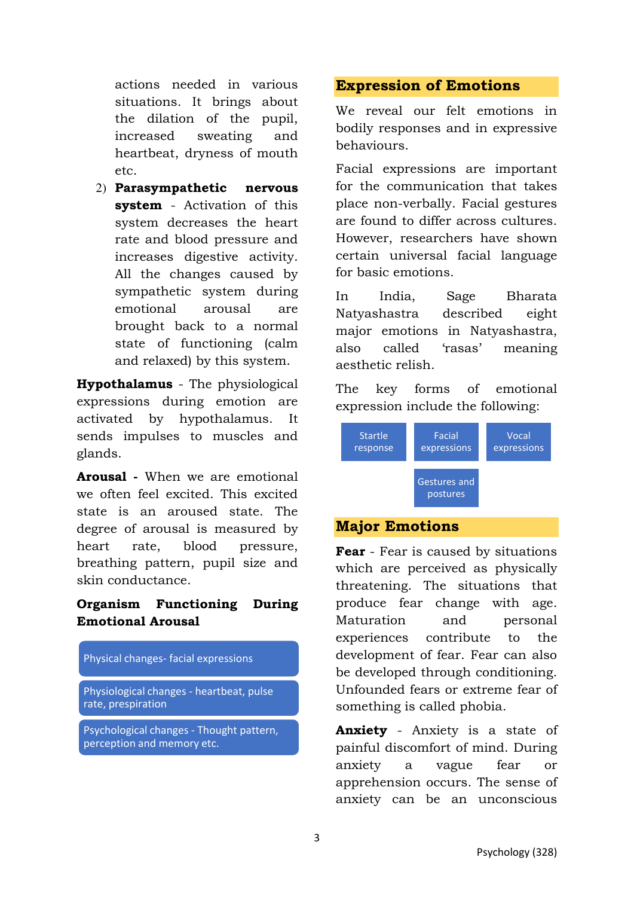actions needed in various situations. It brings about the dilation of the pupil, increased sweating and heartbeat, dryness of mouth etc.

2) **Parasympathetic nervous system** - Activation of this system decreases the heart rate and blood pressure and increases digestive activity. All the changes caused by sympathetic system during emotional arousal are brought back to a normal state of functioning (calm and relaxed) by this system.

**Hypothalamus** - The physiological expressions during emotion are activated by hypothalamus. It sends impulses to muscles and glands.

**Arousal -** When we are emotional we often feel excited. This excited state is an aroused state. The degree of arousal is measured by heart rate, blood pressure, breathing pattern, pupil size and skin conductance.

**Organism Functioning During Emotional Arousal**

- Physical changes- facial expressions
- Physiological changes - heartbeat, pulse rate, prespiration
- Psychological changes - Thought pattern, perception and memory etc.

## Expression of Emotions

We reveal our felt emotions in bodily responses and in expressive behaviours.

Facial expressions are important for the communication that takes place non-verbally. Facial gestures are found to differ across cultures. However, researchers have shown certain universal facial language for basic emotions.

In India, Sage Bharata Natyashastra described eight major emotions in Natyashastra, also called 'rasas' meaning aesthetic relish.

The key forms of emotional expression include the following:

- Startle response
- Facial expressions
- Vocal expressions
- Gestures and postures

## Major Emotions

**Fear** - Fear is caused by situations which are perceived as physically threatening. The situations that produce fear change with age. Maturation and personal experiences contribute to the development of fear. Fear can also be developed through conditioning. Unfounded fears or extreme fear of something is called phobia.

**Anxiety** - Anxiety is a state of painful discomfort of mind. During anxiety a vague fear or apprehension occurs. The sense of anxiety can be an unconscious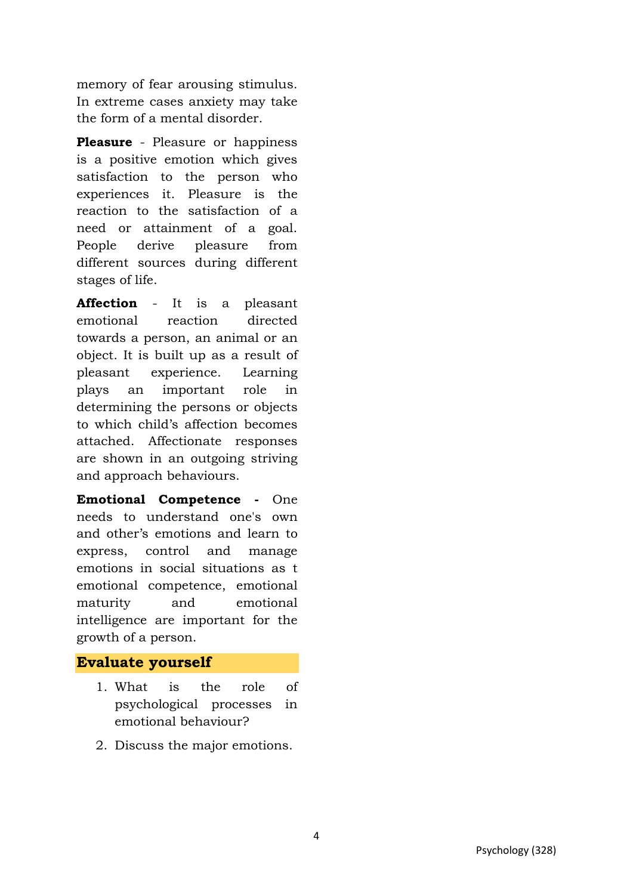memory of fear arousing stimulus. In extreme cases anxiety may take the form of a mental disorder.

**Pleasure** - Pleasure or happiness is a positive emotion which gives satisfaction to the person who experiences it. Pleasure is the reaction to the satisfaction of a need or attainment of a goal. People derive pleasure from different sources during different stages of life.

**Affection** - It is a pleasant emotional reaction directed towards a person, an animal or an object. It is built up as a result of pleasant experience. Learning plays an important role in determining the persons or objects to which child's affection becomes attached. Affectionate responses are shown in an outgoing striving and approach behaviours.

**Emotional Competence -** One needs to understand one's own and other's emotions and learn to express, control and manage emotions in social situations as t emotional competence, emotional maturity and emotional intelligence are important for the growth of a person.

## Evaluate yourself

1. What is the role of psychological processes in emotional behaviour?
2. Discuss the major emotions.